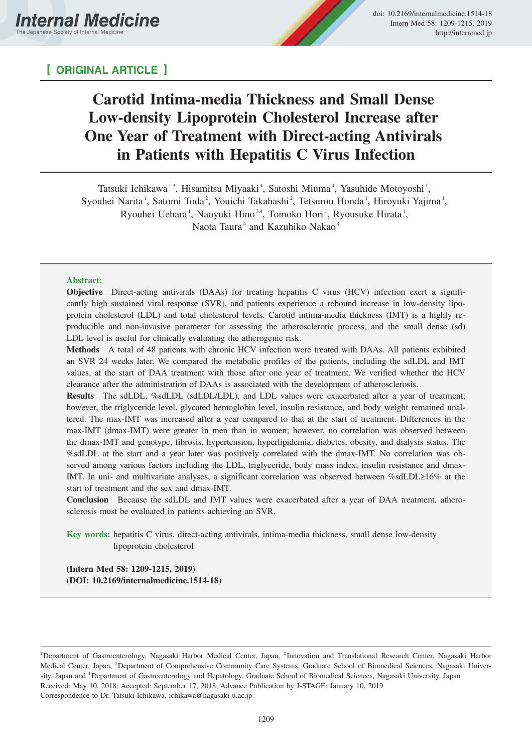【 ORIGINAL ARTICLE 】

# Carotid Intima-media Thickness and Small Dense Low-density Lipoprotein Cholesterol Increase after One Year of Treatment with Direct-acting Antivirals in Patients with Hepatitis C Virus Infection

Tatsuki Ichikawa[1-3], Hisamitsu Miyaaki[4], Satoshi Miuma[4], Yasuhide Motoyoshi[1], Syouhei Narita[1], Satomi Toda[2], Youichi Takahashi[2], Tetsurou Honda[1], Hiroyuki Yajima[1], Ryouhei Uehara[1], Naoyuki Hino[3,4], Tomoko Hori[1], Ryousuke Hirata[1], Naota Taura[4] and Kazuhiko Nakao[4]

**Abstract:**

**Objective** Direct-acting antivirals (DAAs) for treating hepatitis C virus (HCV) infection exert a significantly high sustained viral response (SVR), and patients experience a rebound increase in low-density lipoprotein cholesterol (LDL) and total cholesterol levels. Carotid intima-media thickness (IMT) is a highly reproducible and non-invasive parameter for assessing the atherosclerotic process, and the small dense (sd) LDL level is useful for clinically evaluating the atherogenic risk.

**Methods** A total of 48 patients with chronic HCV infection were treated with DAAs. All patients exhibited an SVR 24 weeks later. We compared the metabolic profiles of the patients, including the sdLDL and IMT values, at the start of DAA treatment with those after one year of treatment. We verified whether the HCV clearance after the administration of DAAs is associated with the development of atherosclerosis.

**Results** The sdLDL, %sdLDL (sdLDL/LDL), and LDL values were exacerbated after a year of treatment; however, the triglyceride level, glycated hemoglobin level, insulin resistance, and body weight remained unaltered. The max-IMT was increased after a year compared to that at the start of treatment. Differences in the max-IMT (dmax-IMT) were greater in men than in women; however, no correlation was observed between the dmax-IMT and genotype, fibrosis, hypertension, hyperlipidemia, diabetes, obesity, and dialysis status. The %sdLDL at the start and a year later was positively correlated with the dmax-IMT. No correlation was observed among various factors including the LDL, triglyceride, body mass index, insulin resistance and dmax-IMT. In uni- and multivariate analyses, a significant correlation was observed between %sdLDL≥16% at the start of treatment and the sex and dmax-IMT.

**Conclusion** Because the sdLDL and IMT values were exacerbated after a year of DAA treatment, atherosclerosis must be evaluated in patients achieving an SVR.

**Key words:** hepatitis C virus, direct-acting antivirals, intima-media thickness, small dense low-density lipoprotein cholesterol

**(Intern Med 58: 1209-1215, 2019)**
**(DOI: 10.2169/internalmedicine.1514-18)**

---

[1]Department of Gastroenterology, Nagasaki Harbor Medical Center, Japan, [2]Innovation and Translational Research Center, Nagasaki Harbor Medical Center, Japan, [3]Department of Comprehensive Community Care Systems, Graduate School of Biomedical Sciences, Nagasaki University, Japan and [4]Department of Gastroenterology and Hepatology, Graduate School of Biomedical Sciences, Nagasaki University, Japan

Received: May 10, 2018; Accepted: September 17, 2018; Advance Publication by J-STAGE: January 10, 2019

Correspondence to Dr. Tatsuki Ichikawa, ichikawa@nagasaki-u.ac.jp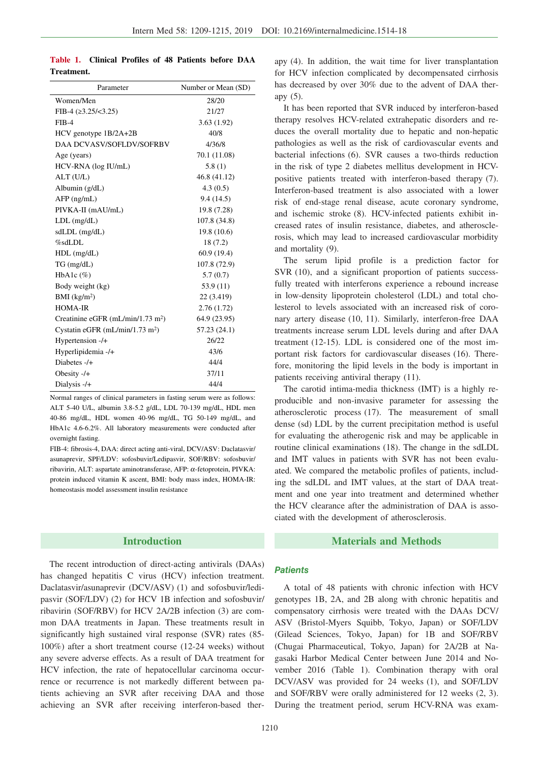**Table 1. Clinical Profiles of 48 Patients before DAA Treatment.**

| Parameter | Number or Mean (SD) |
|---|---|
| Women/Men | 28/20 |
| FIB-4 (≥3.25/<3.25) | 21/27 |
| FIB-4 | 3.63 (1.92) |
| HCV genotype 1B/2A+2B | 40/8 |
| DAA DCVASV/SOFLDV/SOFRBV | 4/36/8 |
| Age (years) | 70.1 (11.08) |
| HCV-RNA (log IU/mL) | 5.8 (1) |
| ALT (U/L) | 46.8 (41.12) |
| Albumin (g/dL) | 4.3 (0.5) |
| AFP (ng/mL) | 9.4 (14.5) |
| PIVKA-II (mAU/mL) | 19.8 (7.28) |
| LDL (mg/dL) | 107.8 (34.8) |
| sdLDL (mg/dL) | 19.8 (10.6) |
| %sdLDL | 18 (7.2) |
| HDL (mg/dL) | 60.9 (19.4) |
| TG (mg/dL) | 107.8 (72.9) |
| HbA1c (%) | 5.7 (0.7) |
| Body weight (kg) | 53.9 (11) |
| BMI (kg/m$^2$) | 22 (3.419) |
| HOMA-IR | 2.76 (1.72) |
| Creatinine eGFR (mL/min/1.73 m$^2$) | 64.9 (23.95) |
| Cystatin eGFR (mL/min/1.73 m$^2$) | 57.23 (24.1) |
| Hypertension -/+ | 26/22 |
| Hyperlipidemia -/+ | 43/6 |
| Diabetes -/+ | 44/4 |
| Obesity -/+ | 37/11 |
| Dialysis -/+ | 44/4 |

Normal ranges of clinical parameters in fasting serum were as follows: ALT 5-40 U/L, albumin 3.8-5.2 g/dL, LDL 70-139 mg/dL, HDL men 40-86 mg/dL, HDL women 40-96 mg/dL, TG 50-149 mg/dL, and HbA1c 4.6-6.2%. All laboratory measurements were conducted after overnight fasting.

FIB-4: fibrosis-4, DAA: direct acting anti-viral, DCV/ASV: Daclatasvir/asunaprevir, SPF/LDV: sofosbuvir/Ledipasvir, SOF/RBV: sofosbuvir/ribavirin, ALT: aspartate aminotransferase, AFP: α-fetoprotein, PIVKA: protein induced vitamin K ascent, BMI: body mass index, HOMA-IR: homeostasis model assessment insulin resistance

## Introduction

The recent introduction of direct-acting antivirals (DAAs) has changed hepatitis C virus (HCV) infection treatment. Daclatasvir/asunaprevir (DCV/ASV) (1) and sofosbuvir/ledipasvir (SOF/LDV) (2) for HCV 1B infection and sofosbuvir/ribavirin (SOF/RBV) for HCV 2A/2B infection (3) are common DAA treatments in Japan. These treatments result in significantly high sustained viral response (SVR) rates (85-100%) after a short treatment course (12-24 weeks) without any severe adverse effects. As a result of DAA treatment for HCV infection, the rate of hepatocellular carcinoma occurrence or recurrence is not markedly different between patients achieving an SVR after receiving DAA and those achieving an SVR after receiving interferon-based therapy (4). In addition, the wait time for liver transplantation for HCV infection complicated by decompensated cirrhosis has decreased by over 30% due to the advent of DAA therapy (5).

It has been reported that SVR induced by interferon-based therapy resolves HCV-related extrahepatic disorders and reduces the overall mortality due to hepatic and non-hepatic pathologies as well as the risk of cardiovascular events and bacterial infections (6). SVR causes a two-thirds reduction in the risk of type 2 diabetes mellitus development in HCV-positive patients treated with interferon-based therapy (7). Interferon-based treatment is also associated with a lower risk of end-stage renal disease, acute coronary syndrome, and ischemic stroke (8). HCV-infected patients exhibit increased rates of insulin resistance, diabetes, and atherosclerosis, which may lead to increased cardiovascular morbidity and mortality (9).

The serum lipid profile is a prediction factor for SVR (10), and a significant proportion of patients successfully treated with interferons experience a rebound increase in low-density lipoprotein cholesterol (LDL) and total cholesterol to levels associated with an increased risk of coronary artery disease (10, 11). Similarly, interferon-free DAA treatments increase serum LDL levels during and after DAA treatment (12-15). LDL is considered one of the most important risk factors for cardiovascular diseases (16). Therefore, monitoring the lipid levels in the body is important in patients receiving antiviral therapy (11).

The carotid intima-media thickness (IMT) is a highly reproducible and non-invasive parameter for assessing the atherosclerotic process (17). The measurement of small dense (sd) LDL by the current precipitation method is useful for evaluating the atherogenic risk and may be applicable in routine clinical examinations (18). The change in the sdLDL and IMT values in patients with SVR has not been evaluated. We compared the metabolic profiles of patients, including the sdLDL and IMT values, at the start of DAA treatment and one year into treatment and determined whether the HCV clearance after the administration of DAA is associated with the development of atherosclerosis.

## Materials and Methods

### *Patients*

A total of 48 patients with chronic infection with HCV genotypes 1B, 2A, and 2B along with chronic hepatitis and compensatory cirrhosis were treated with the DAAs DCV/ASV (Bristol-Myers Squibb, Tokyo, Japan) or SOF/LDV (Gilead Sciences, Tokyo, Japan) for 1B and SOF/RBV (Chugai Pharmaceutical, Tokyo, Japan) for 2A/2B at Nagasaki Harbor Medical Center between June 2014 and November 2016 (Table 1). Combination therapy with oral DCV/ASV was provided for 24 weeks (1), and SOF/LDV and SOF/RBV were orally administered for 12 weeks (2, 3). During the treatment period, serum HCV-RNA was exam-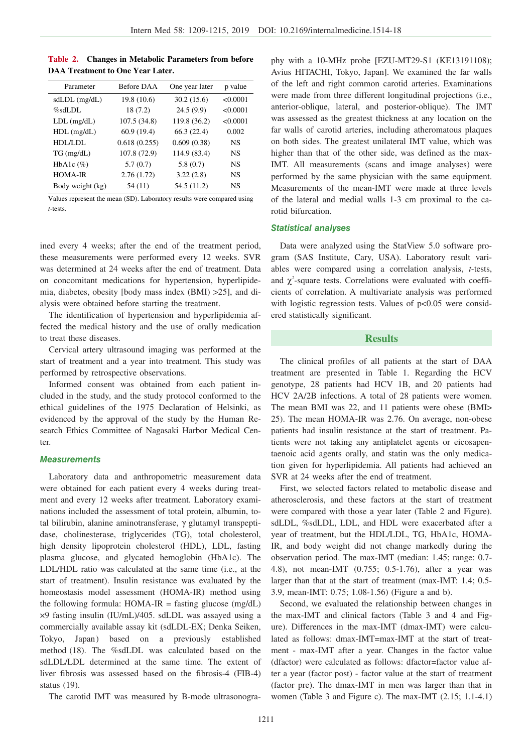**Table 2. Changes in Metabolic Parameters from before DAA Treatment to One Year Later.**

| Parameter | Before DAA | One year later | p value |
|---|---|---|---|
| sdLDL (mg/dL) | 19.8 (10.6) | 30.2 (15.6) | <0.0001 |
| %sdLDL | 18 (7.2) | 24.5 (9.9) | <0.0001 |
| LDL (mg/dL) | 107.5 (34.8) | 119.8 (36.2) | <0.0001 |
| HDL (mg/dL) | 60.9 (19.4) | 66.3 (22.4) | 0.002 |
| HDL/LDL | 0.618 (0.255) | 0.609 (0.38) | NS |
| TG (mg/dL) | 107.8 (72.9) | 114.9 (83.4) | NS |
| HbA1c (%) | 5.7 (0.7) | 5.8 (0.7) | NS |
| HOMA-IR | 2.76 (1.72) | 3.22 (2.8) | NS |
| Body weight (kg) | 54 (11) | 54.5 (11.2) | NS |

Values represent the mean (SD). Laboratory results were compared using *t*-tests.

ined every 4 weeks; after the end of the treatment period, these measurements were performed every 12 weeks. SVR was determined at 24 weeks after the end of treatment. Data on concomitant medications for hypertension, hyperlipidemia, diabetes, obesity [body mass index (BMI) >25], and dialysis were obtained before starting the treatment.

The identification of hypertension and hyperlipidemia affected the medical history and the use of orally medication to treat these diseases.

Cervical artery ultrasound imaging was performed at the start of treatment and a year into treatment. This study was performed by retrospective observations.

Informed consent was obtained from each patient included in the study, and the study protocol conformed to the ethical guidelines of the 1975 Declaration of Helsinki, as evidenced by the approval of the study by the Human Research Ethics Committee of Nagasaki Harbor Medical Center.

### Measurements

Laboratory data and anthropometric measurement data were obtained for each patient every 4 weeks during treatment and every 12 weeks after treatment. Laboratory examinations included the assessment of total protein, albumin, total bilirubin, alanine aminotransferase, $\gamma$ glutamyl transpeptidase, cholinesterase, triglycerides (TG), total cholesterol, high density lipoprotein cholesterol (HDL), LDL, fasting plasma glucose, and glycated hemoglobin (HbA1c). The LDL/HDL ratio was calculated at the same time (i.e., at the start of treatment). Insulin resistance was evaluated by the homeostasis model assessment (HOMA-IR) method using the following formula: HOMA-IR = fasting glucose (mg/dL) $\times$9 fasting insulin (IU/mL)/405. sdLDL was assayed using a commercially available assay kit (sdLDL-EX; Denka Seiken, Tokyo, Japan) based on a previously established method (18). The %sdLDL was calculated based on the sdLDL/LDL determined at the same time. The extent of liver fibrosis was assessed based on the fibrosis-4 (FIB-4) status (19).

The carotid IMT was measured by B-mode ultrasonography with a 10-MHz probe [EZU-MT29-S1 (KE13191108); Avius HITACHI, Tokyo, Japan]. We examined the far walls of the left and right common carotid arteries. Examinations were made from three different longitudinal projections (i.e., anterior-oblique, lateral, and posterior-oblique). The IMT was assessed as the greatest thickness at any location on the far walls of carotid arteries, including atheromatous plaques on both sides. The greatest unilateral IMT value, which was higher than that of the other side, was defined as the max-IMT. All measurements (scans and image analyses) were performed by the same physician with the same equipment. Measurements of the mean-IMT were made at three levels of the lateral and medial walls 1-3 cm proximal to the carotid bifurcation.

### Statistical analyses

Data were analyzed using the StatView 5.0 software program (SAS Institute, Cary, USA). Laboratory result variables were compared using a correlation analysis, *t*-tests, and $\chi^2$-square tests. Correlations were evaluated with coefficients of correlation. A multivariate analysis was performed with logistic regression tests. Values of $p<0.05$ were considered statistically significant.

## Results

The clinical profiles of all patients at the start of DAA treatment are presented in Table 1. Regarding the HCV genotype, 28 patients had HCV 1B, and 20 patients had HCV 2A/2B infections. A total of 28 patients were women. The mean BMI was 22, and 11 patients were obese (BMI>25). The mean HOMA-IR was 2.76. On average, non-obese patients had insulin resistance at the start of treatment. Patients were not taking any antiplatelet agents or eicosapentaenoic acid agents orally, and statin was the only medication given for hyperlipidemia. All patients had achieved an SVR at 24 weeks after the end of treatment.

First, we selected factors related to metabolic disease and atherosclerosis, and these factors at the start of treatment were compared with those a year later (Table 2 and Figure). sdLDL, %sdLDL, LDL, and HDL were exacerbated after a year of treatment, but the HDL/LDL, TG, HbA1c, HOMA-IR, and body weight did not change markedly during the observation period. The max-IMT (median: 1.45; range: 0.7-4.8), not mean-IMT (0.755; 0.5-1.76), after a year was larger than that at the start of treatment (max-IMT: 1.4; 0.5-3.9, mean-IMT: 0.75; 1.08-1.56) (Figure a and b).

Second, we evaluated the relationship between changes in the max-IMT and clinical factors (Table 3 and 4 and Figure). Differences in the max-IMT (dmax-IMT) were calculated as follows: dmax-IMT=max-IMT at the start of treatment - max-IMT after a year. Changes in the factor value (dfactor) were calculated as follows: dfactor=factor value after a year (factor post) - factor value at the start of treatment (factor pre). The dmax-IMT in men was larger than that in women (Table 3 and Figure c). The max-IMT (2.15; 1.1-4.1)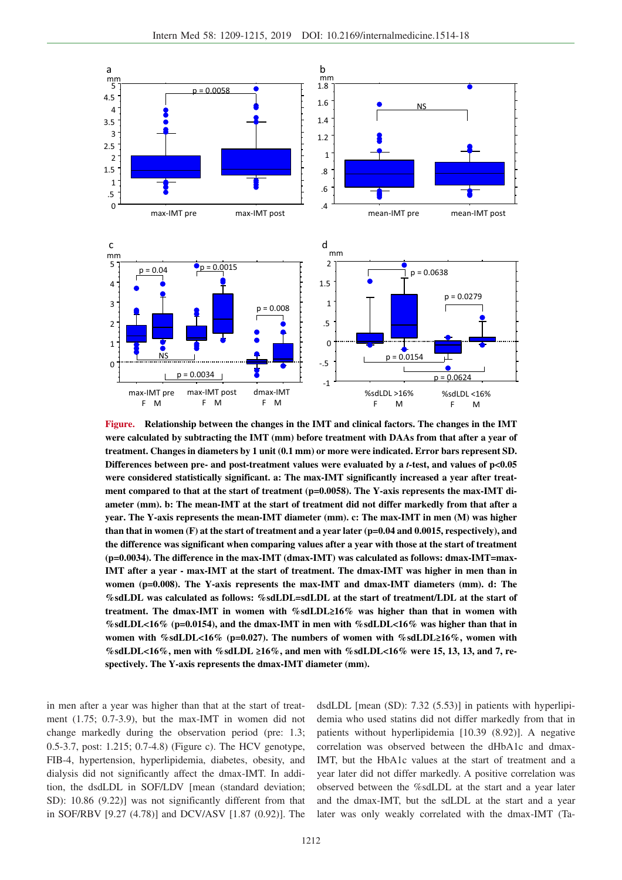**Figure.** Relationship between the changes in the IMT and clinical factors. The changes in the IMT were calculated by subtracting the IMT (mm) before treatment with DAAs from that after a year of treatment. Changes in diameters by 1 unit (0.1 mm) or more were indicated. Error bars represent SD. Differences between pre- and post-treatment values were evaluated by a *t*-test, and values of p<0.05 were considered statistically significant. a: The max-IMT significantly increased a year after treatment compared to that at the start of treatment (p=0.0058). The Y-axis represents the max-IMT diameter (mm). b: The mean-IMT at the start of treatment did not differ markedly from that after a year. The Y-axis represents the mean-IMT diameter (mm). c: The max-IMT in men (M) was higher than that in women (F) at the start of treatment and a year later (p=0.04 and 0.0015, respectively), and the difference was significant when comparing values after a year with those at the start of treatment (p=0.0034). The difference in the max-IMT (dmax-IMT) was calculated as follows: dmax-IMT=max-IMT after a year - max-IMT at the start of treatment. The dmax-IMT was higher in men than in women (p=0.008). The Y-axis represents the max-IMT and dmax-IMT diameters (mm). d: The %sdLDL was calculated as follows: %sdLDL=sdLDL at the start of treatment/LDL at the start of treatment. The dmax-IMT in women with %sdLDL≥16% was higher than that in women with %sdLDL<16% (p=0.0154), and the dmax-IMT in men with %sdLDL<16% was higher than that in women with %sdLDL<16% (p=0.027). The numbers of women with %sdLDL≥16%, women with %sdLDL<16%, men with %sdLDL ≥16%, and men with %sdLDL<16% were 15, 13, 13, and 7, respectively. The Y-axis represents the dmax-IMT diameter (mm).

in men after a year was higher than that at the start of treatment (1.75; 0.7-3.9), but the max-IMT in women did not change markedly during the observation period (pre: 1.3; 0.5-3.7, post: 1.215; 0.7-4.8) (Figure c). The HCV genotype, FIB-4, hypertension, hyperlipidemia, diabetes, obesity, and dialysis did not significantly affect the dmax-IMT. In addition, the dsdLDL in SOF/LDV [mean (standard deviation; SD): 10.86 (9.22)] was not significantly different from that in SOF/RBV [9.27 (4.78)] and DCV/ASV [1.87 (0.92)]. The dsdLDL [mean (SD): 7.32 (5.53)] in patients with hyperlipidemia who used statins did not differ markedly from that in patients without hyperlipidemia [10.39 (8.92)]. A negative correlation was observed between the dHbA1c and dmax-IMT, but the HbA1c values at the start of treatment and a year later did not differ markedly. A positive correlation was observed between the %sdLDL at the start and a year later and the dmax-IMT, but the sdLDL at the start and a year later was only weakly correlated with the dmax-IMT (Ta-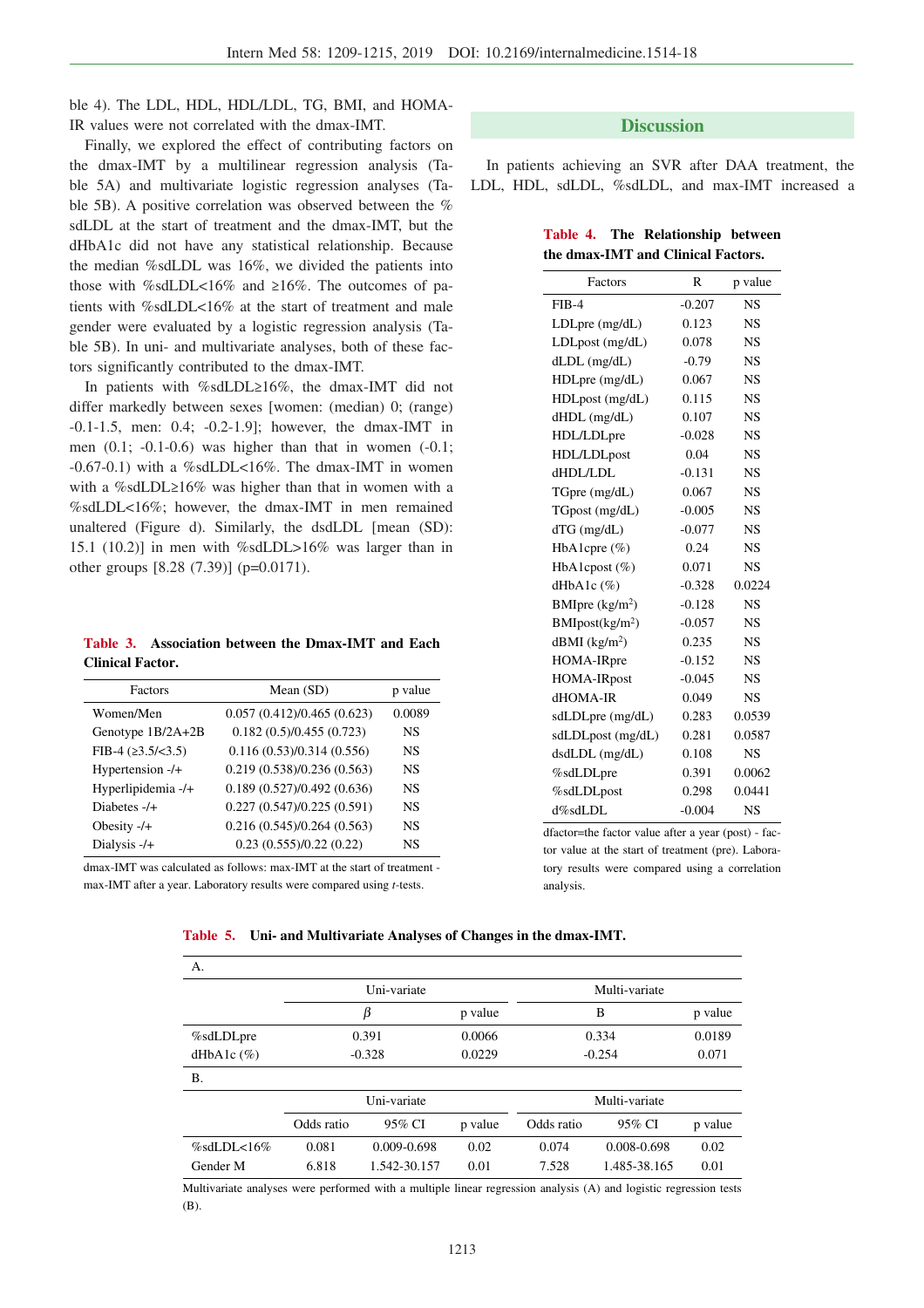ble 4). The LDL, HDL, HDL/LDL, TG, BMI, and HOMA-IR values were not correlated with the dmax-IMT.

Finally, we explored the effect of contributing factors on the dmax-IMT by a multilinear regression analysis (Table 5A) and multivariate logistic regression analyses (Table 5B). A positive correlation was observed between the % sdLDL at the start of treatment and the dmax-IMT, but the dHbA1c did not have any statistical relationship. Because the median %sdLDL was 16%, we divided the patients into those with %sdLDL<16% and ≥16%. The outcomes of patients with %sdLDL<16% at the start of treatment and male gender were evaluated by a logistic regression analysis (Table 5B). In uni- and multivariate analyses, both of these factors significantly contributed to the dmax-IMT.

In patients with %sdLDL≥16%, the dmax-IMT did not differ markedly between sexes [women: (median) 0; (range) -0.1-1.5, men: 0.4; -0.2-1.9]; however, the dmax-IMT in men (0.1; -0.1-0.6) was higher than that in women (-0.1; -0.67-0.1) with a %sdLDL<16%. The dmax-IMT in women with a %sdLDL≥16% was higher than that in women with a %sdLDL<16%; however, the dmax-IMT in men remained unaltered (Figure d). Similarly, the dsdLDL [mean (SD): 15.1 (10.2)] in men with %sdLDL>16% was larger than in other groups [8.28 (7.39)] (p=0.0171).

**Table 3. Association between the Dmax-IMT and Each Clinical Factor.**

| Factors | Mean (SD) | p value |
|---|---|---|
| Women/Men | 0.057 (0.412)/0.465 (0.623) | 0.0089 |
| Genotype 1B/2A+2B | 0.182 (0.5)/0.455 (0.723) | NS |
| FIB-4 (≥3.5/<3.5) | 0.116 (0.53)/0.314 (0.556) | NS |
| Hypertension -/+ | 0.219 (0.538)/0.236 (0.563) | NS |
| Hyperlipidemia -/+ | 0.189 (0.527)/0.492 (0.636) | NS |
| Diabetes -/+ | 0.227 (0.547)/0.225 (0.591) | NS |
| Obesity -/+ | 0.216 (0.545)/0.264 (0.563) | NS |
| Dialysis -/+ | 0.23 (0.555)/0.22 (0.22) | NS |

dmax-IMT was calculated as follows: max-IMT at the start of treatment - max-IMT after a year. Laboratory results were compared using *t*-tests.

## Discussion

In patients achieving an SVR after DAA treatment, the LDL, HDL, sdLDL, %sdLDL, and max-IMT increased a

**Table 4. The Relationship between the dmax-IMT and Clinical Factors.**

| Factors | R | p value |
|---|---|---|
| FIB-4 | -0.207 | NS |
| LDLpre (mg/dL) | 0.123 | NS |
| LDLpost (mg/dL) | 0.078 | NS |
| dLDL (mg/dL) | -0.79 | NS |
| HDLpre (mg/dL) | 0.067 | NS |
| HDLpost (mg/dL) | 0.115 | NS |
| dHDL (mg/dL) | 0.107 | NS |
| HDL/LDLpre | -0.028 | NS |
| HDL/LDLpost | 0.04 | NS |
| dHDL/LDL | -0.131 | NS |
| TGpre (mg/dL) | 0.067 | NS |
| TGpost (mg/dL) | -0.005 | NS |
| dTG (mg/dL) | -0.077 | NS |
| HbA1cpre (%) | 0.24 | NS |
| HbA1cpost (%) | 0.071 | NS |
| dHbA1c (%) | -0.328 | 0.0224 |
| BMIpre (kg/m$^2$) | -0.128 | NS |
| BMIpost(kg/m$^2$) | -0.057 | NS |
| dBMI (kg/m$^2$) | 0.235 | NS |
| HOMA-IRpre | -0.152 | NS |
| HOMA-IRpost | -0.045 | NS |
| dHOMA-IR | 0.049 | NS |
| sdLDLpre (mg/dL) | 0.283 | 0.0539 |
| sdLDLpost (mg/dL) | 0.281 | 0.0587 |
| dsdLDL (mg/dL) | 0.108 | NS |
| %sdLDLpre | 0.391 | 0.0062 |
| %sdLDLpost | 0.298 | 0.0441 |
| d%sdLDL | -0.004 | NS |

dfactor=the factor value after a year (post) - factor value at the start of treatment (pre). Laboratory results were compared using a correlation analysis.

**Table 5. Uni- and Multivariate Analyses of Changes in the dmax-IMT.**

A.

| | Uni-variate | | Multi-variate | |
|---|---|---|---|---|
| | β | p value | B | p value |
| %sdLDLpre | 0.391 | 0.0066 | 0.334 | 0.0189 |
| dHbA1c (%) | -0.328 | 0.0229 | -0.254 | 0.071 |

B.

| | Uni-variate | | | Multi-variate | | |
|---|---|---|---|---|---|---|
| | Odds ratio | 95% CI | p value | Odds ratio | 95% CI | p value |
| %sdLDL<16% | 0.081 | 0.009-0.698 | 0.02 | 0.074 | 0.008-0.698 | 0.02 |
| Gender M | 6.818 | 1.542-30.157 | 0.01 | 7.528 | 1.485-38.165 | 0.01 |

Multivariate analyses were performed with a multiple linear regression analysis (A) and logistic regression tests (B).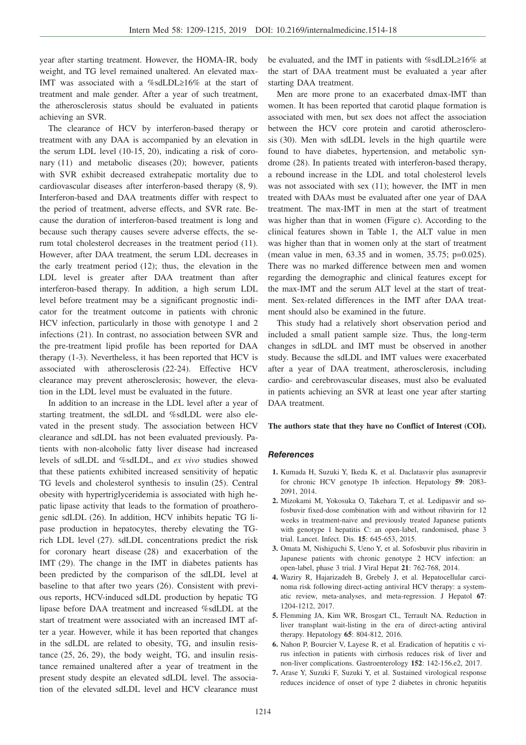year after starting treatment. However, the HOMA-IR, body weight, and TG level remained unaltered. An elevated max-IMT was associated with a %sdLDL≥16% at the start of treatment and male gender. After a year of such treatment, the atherosclerosis status should be evaluated in patients achieving an SVR.

The clearance of HCV by interferon-based therapy or treatment with any DAA is accompanied by an elevation in the serum LDL level (10-15, 20), indicating a risk of coronary (11) and metabolic diseases (20); however, patients with SVR exhibit decreased extrahepatic mortality due to cardiovascular diseases after interferon-based therapy (8, 9). Interferon-based and DAA treatments differ with respect to the period of treatment, adverse effects, and SVR rate. Because the duration of interferon-based treatment is long and because such therapy causes severe adverse effects, the serum total cholesterol decreases in the treatment period (11). However, after DAA treatment, the serum LDL decreases in the early treatment period (12); thus, the elevation in the LDL level is greater after DAA treatment than after interferon-based therapy. In addition, a high serum LDL level before treatment may be a significant prognostic indicator for the treatment outcome in patients with chronic HCV infection, particularly in those with genotype 1 and 2 infections (21). In contrast, no association between SVR and the pre-treatment lipid profile has been reported for DAA therapy (1-3). Nevertheless, it has been reported that HCV is associated with atherosclerosis (22-24). Effective HCV clearance may prevent atherosclerosis; however, the elevation in the LDL level must be evaluated in the future.

In addition to an increase in the LDL level after a year of starting treatment, the sdLDL and %sdLDL were also elevated in the present study. The association between HCV clearance and sdLDL has not been evaluated previously. Patients with non-alcoholic fatty liver disease had increased levels of sdLDL and %sdLDL, and *ex vivo* studies showed that these patients exhibited increased sensitivity of hepatic TG levels and cholesterol synthesis to insulin (25). Central obesity with hypertriglyceridemia is associated with high hepatic lipase activity that leads to the formation of proatherogenic sdLDL (26). In addition, HCV inhibits hepatic TG lipase production in hepatocytes, thereby elevating the TG-rich LDL level (27). sdLDL concentrations predict the risk for coronary heart disease (28) and exacerbation of the IMT (29). The change in the IMT in diabetes patients has been predicted by the comparison of the sdLDL level at baseline to that after two years (26). Consistent with previous reports, HCV-induced sdLDL production by hepatic TG lipase before DAA treatment and increased %sdLDL at the start of treatment were associated with an increased IMT after a year. However, while it has been reported that changes in the sdLDL are related to obesity, TG, and insulin resistance (25, 26, 29), the body weight, TG, and insulin resistance remained unaltered after a year of treatment in the present study despite an elevated sdLDL level. The association of the elevated sdLDL level and HCV clearance must be evaluated, and the IMT in patients with %sdLDL≥16% at the start of DAA treatment must be evaluated a year after starting DAA treatment.

Men are more prone to an exacerbated dmax-IMT than women. It has been reported that carotid plaque formation is associated with men, but sex does not affect the association between the HCV core protein and carotid atherosclerosis (30). Men with sdLDL levels in the high quartile were found to have diabetes, hypertension, and metabolic syndrome (28). In patients treated with interferon-based therapy, a rebound increase in the LDL and total cholesterol levels was not associated with sex (11); however, the IMT in men treated with DAAs must be evaluated after one year of DAA treatment. The max-IMT in men at the start of treatment was higher than that in women (Figure c). According to the clinical features shown in Table 1, the ALT value in men was higher than that in women only at the start of treatment (mean value in men, 63.35 and in women, 35.75; p=0.025). There was no marked difference between men and women regarding the demographic and clinical features except for the max-IMT and the serum ALT level at the start of treatment. Sex-related differences in the IMT after DAA treatment should also be examined in the future.

This study had a relatively short observation period and included a small patient sample size. Thus, the long-term changes in sdLDL and IMT must be observed in another study. Because the sdLDL and IMT values were exacerbated after a year of DAA treatment, atherosclerosis, including cardio- and cerebrovascular diseases, must also be evaluated in patients achieving an SVR at least one year after starting DAA treatment.

**The authors state that they have no Conflict of Interest (COI).**

## References

1. Kumada H, Suzuki Y, Ikeda K, et al. Daclatasvir plus asunaprevir for chronic HCV genotype 1b infection. Hepatology **59**: 2083-2091, 2014.
2. Mizokami M, Yokosuka O, Takehara T, et al. Ledipasvir and sofosbuvir fixed-dose combination with and without ribavirin for 12 weeks in treatment-naive and previously treated Japanese patients with genotype 1 hepatitis C: an open-label, randomised, phase 3 trial. Lancet. Infect. Dis. **15**: 645-653, 2015.
3. Omata M, Nishiguchi S, Ueno Y, et al. Sofosbuvir plus ribavirin in Japanese patients with chronic genotype 2 HCV infection: an open-label, phase 3 trial. J Viral Hepat **21**: 762-768, 2014.
4. Waziry R, Hajarizadeh B, Grebely J, et al. Hepatocellular carcinoma risk following direct-acting antiviral HCV therapy: a systematic review, meta-analyses, and meta-regression. J Hepatol **67**: 1204-1212, 2017.
5. Flemming JA, Kim WR, Brosgart CL, Terrault NA. Reduction in liver transplant wait-listing in the era of direct-acting antiviral therapy. Hepatology **65**: 804-812, 2016.
6. Nahon P, Bourcier V, Layese R, et al. Eradication of hepatitis c virus infection in patients with cirrhosis reduces risk of liver and non-liver complications. Gastroenterology **152**: 142-156.e2, 2017.
7. Arase Y, Suzuki F, Suzuki Y, et al. Sustained virological response reduces incidence of onset of type 2 diabetes in chronic hepatitis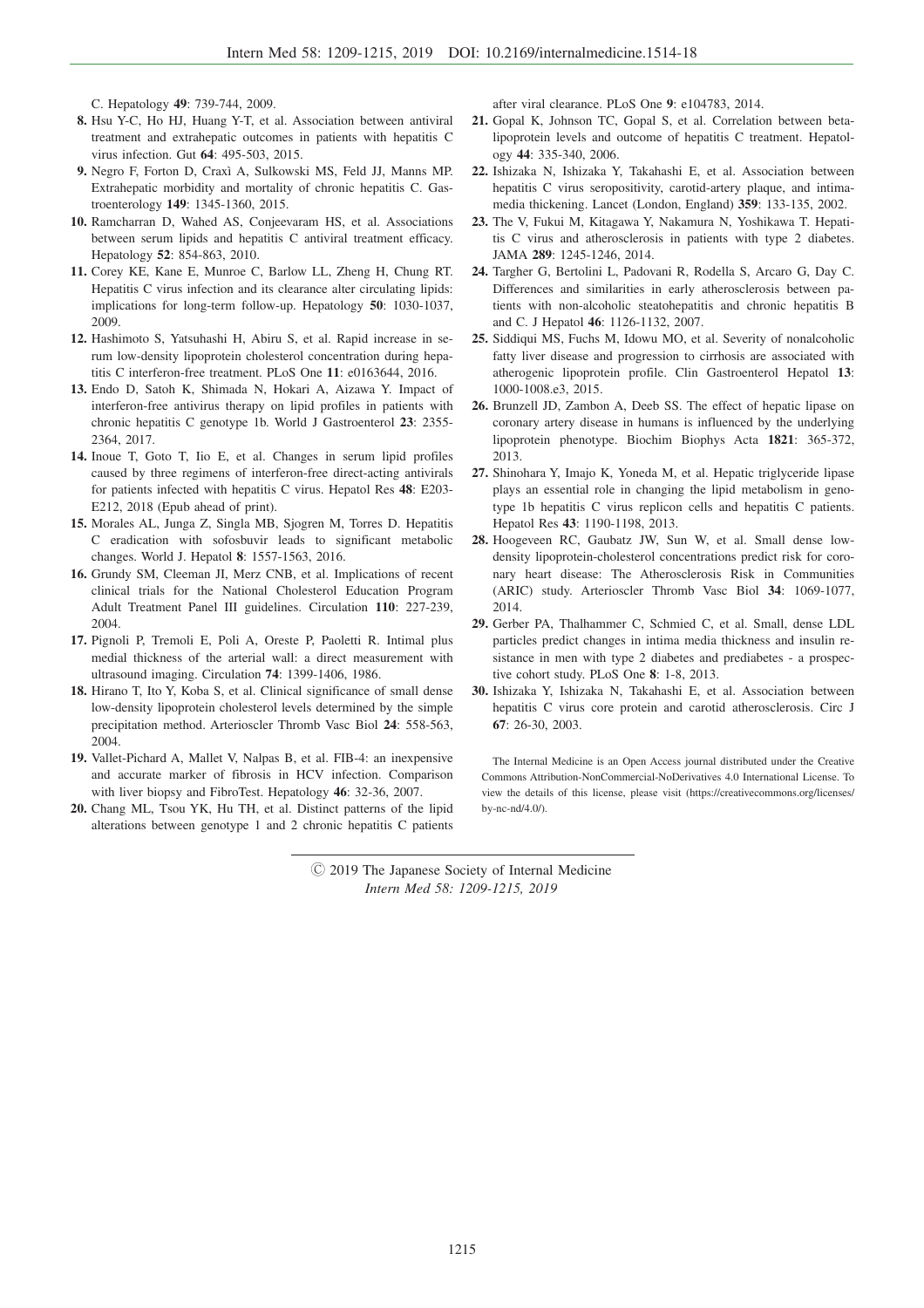C. Hepatology **49**: 739-744, 2009.

**8.** Hsu Y-C, Ho HJ, Huang Y-T, et al. Association between antiviral treatment and extrahepatic outcomes in patients with hepatitis C virus infection. Gut **64**: 495-503, 2015.

**9.** Negro F, Forton D, Craxì A, Sulkowski MS, Feld JJ, Manns MP. Extrahepatic morbidity and mortality of chronic hepatitis C. Gastroenterology **149**: 1345-1360, 2015.

**10.** Ramcharran D, Wahed AS, Conjeevaram HS, et al. Associations between serum lipids and hepatitis C antiviral treatment efficacy. Hepatology **52**: 854-863, 2010.

**11.** Corey KE, Kane E, Munroe C, Barlow LL, Zheng H, Chung RT. Hepatitis C virus infection and its clearance alter circulating lipids: implications for long-term follow-up. Hepatology **50**: 1030-1037, 2009.

**12.** Hashimoto S, Yatsuhashi H, Abiru S, et al. Rapid increase in serum low-density lipoprotein cholesterol concentration during hepatitis C interferon-free treatment. PLoS One **11**: e0163644, 2016.

**13.** Endo D, Satoh K, Shimada N, Hokari A, Aizawa Y. Impact of interferon-free antivirus therapy on lipid profiles in patients with chronic hepatitis C genotype 1b. World J Gastroenterol **23**: 2355-2364, 2017.

**14.** Inoue T, Goto T, Iio E, et al. Changes in serum lipid profiles caused by three regimens of interferon-free direct-acting antivirals for patients infected with hepatitis C virus. Hepatol Res **48**: E203-E212, 2018 (Epub ahead of print).

**15.** Morales AL, Junga Z, Singla MB, Sjogren M, Torres D. Hepatitis C eradication with sofosbuvir leads to significant metabolic changes. World J. Hepatol **8**: 1557-1563, 2016.

**16.** Grundy SM, Cleeman JI, Merz CNB, et al. Implications of recent clinical trials for the National Cholesterol Education Program Adult Treatment Panel III guidelines. Circulation **110**: 227-239, 2004.

**17.** Pignoli P, Tremoli E, Poli A, Oreste P, Paoletti R. Intimal plus medial thickness of the arterial wall: a direct measurement with ultrasound imaging. Circulation **74**: 1399-1406, 1986.

**18.** Hirano T, Ito Y, Koba S, et al. Clinical significance of small dense low-density lipoprotein cholesterol levels determined by the simple precipitation method. Arterioscler Thromb Vasc Biol **24**: 558-563, 2004.

**19.** Vallet-Pichard A, Mallet V, Nalpas B, et al. FIB-4: an inexpensive and accurate marker of fibrosis in HCV infection. Comparison with liver biopsy and FibroTest. Hepatology **46**: 32-36, 2007.

**20.** Chang ML, Tsou YK, Hu TH, et al. Distinct patterns of the lipid alterations between genotype 1 and 2 chronic hepatitis C patients after viral clearance. PLoS One **9**: e104783, 2014.

**21.** Gopal K, Johnson TC, Gopal S, et al. Correlation between beta-lipoprotein levels and outcome of hepatitis C treatment. Hepatology **44**: 335-340, 2006.

**22.** Ishizaka N, Ishizaka Y, Takahashi E, et al. Association between hepatitis C virus seropositivity, carotid-artery plaque, and intima-media thickening. Lancet (London, England) **359**: 133-135, 2002.

**23.** The V, Fukui M, Kitagawa Y, Nakamura N, Yoshikawa T. Hepatitis C virus and atherosclerosis in patients with type 2 diabetes. JAMA **289**: 1245-1246, 2014.

**24.** Targher G, Bertolini L, Padovani R, Rodella S, Arcaro G, Day C. Differences and similarities in early atherosclerosis between patients with non-alcoholic steatohepatitis and chronic hepatitis B and C. J Hepatol **46**: 1126-1132, 2007.

**25.** Siddiqui MS, Fuchs M, Idowu MO, et al. Severity of nonalcoholic fatty liver disease and progression to cirrhosis are associated with atherogenic lipoprotein profile. Clin Gastroenterol Hepatol **13**: 1000-1008.e3, 2015.

**26.** Brunzell JD, Zambon A, Deeb SS. The effect of hepatic lipase on coronary artery disease in humans is influenced by the underlying lipoprotein phenotype. Biochim Biophys Acta **1821**: 365-372, 2013.

**27.** Shinohara Y, Imajo K, Yoneda M, et al. Hepatic triglyceride lipase plays an essential role in changing the lipid metabolism in genotype 1b hepatitis C virus replicon cells and hepatitis C patients. Hepatol Res **43**: 1190-1198, 2013.

**28.** Hoogeveen RC, Gaubatz JW, Sun W, et al. Small dense low-density lipoprotein-cholesterol concentrations predict risk for coronary heart disease: The Atherosclerosis Risk in Communities (ARIC) study. Arterioscler Thromb Vasc Biol **34**: 1069-1077, 2014.

**29.** Gerber PA, Thalhammer C, Schmied C, et al. Small, dense LDL particles predict changes in intima media thickness and insulin resistance in men with type 2 diabetes and prediabetes - a prospective cohort study. PLoS One **8**: 1-8, 2013.

**30.** Ishizaka Y, Ishizaka N, Takahashi E, et al. Association between hepatitis C virus core protein and carotid atherosclerosis. Circ J **67**: 26-30, 2003.

The Internal Medicine is an Open Access journal distributed under the Creative Commons Attribution-NonCommercial-NoDerivatives 4.0 International License. To view the details of this license, please visit (https://creativecommons.org/licenses/by-nc-nd/4.0/).

© 2019 The Japanese Society of Internal Medicine
*Intern Med 58: 1209-1215, 2019*